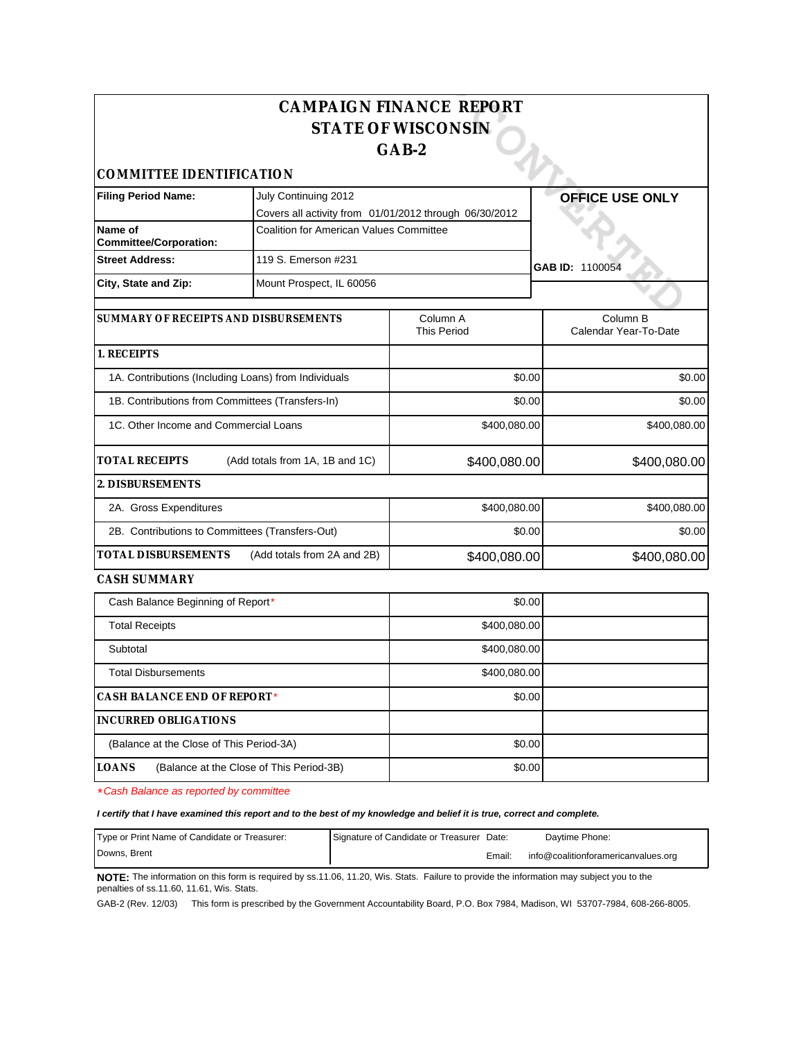# CAMPAIGN FINANCE REPORT
# STATE OF WISCONSIN
# GAB-2

## COMMITTEE IDENTIFICATION

| | | |
|---|---|---|
| **Filing Period Name:** | July Continuing 2012<br>Covers all activity from 01/01/2012 through 06/30/2012 | **OFFICE USE ONLY** |
| **Name of Committee/Corporation:** | Coalition for American Values Committee | |
| **Street Address:** | 119 S. Emerson #231 | **GAB ID:** 1100054 |
| **City, State and Zip:** | Mount Prospect, IL 60056 | |

CONVERTED

| **SUMMARY OF RECEIPTS AND DISBURSEMENTS** | Column A<br>This Period | Column B<br>Calendar Year-To-Date |
|---|---|---|
| **1. RECEIPTS** | | |
| 1A. Contributions (Including Loans) from Individuals | $0.00 | $0.00 |
| 1B. Contributions from Committees (Transfers-In) | $0.00 | $0.00 |
| 1C. Other Income and Commercial Loans | $400,080.00 | $400,080.00 |
| **TOTAL RECEIPTS** (Add totals from 1A, 1B and 1C) | $400,080.00 | $400,080.00 |
| **2. DISBURSEMENTS** | | |
| 2A. Gross Expenditures | $400,080.00 | $400,080.00 |
| 2B. Contributions to Committees (Transfers-Out) | $0.00 | $0.00 |
| **TOTAL DISBURSEMENTS** (Add totals from 2A and 2B) | $400,080.00 | $400,080.00 |

## CASH SUMMARY

| | | |
|---|---|---|
| Cash Balance Beginning of Report* | $0.00 | |
| Total Receipts | $400,080.00 | |
| Subtotal | $400,080.00 | |
| Total Disbursements | $400,080.00 | |
| **CASH BALANCE END OF REPORT*** | $0.00 | |
| **INCURRED OBLIGATIONS** | | |
| (Balance at the Close of This Period-3A) | $0.00 | |
| **LOANS** (Balance at the Close of This Period-3B) | $0.00 | |

*\*Cash Balance as reported by committee*

***I certify that I have examined this report and to the best of my knowledge and belief it is true, correct and complete.***

| Type or Print Name of Candidate or Treasurer: | Signature of Candidate or Treasurer | Date: | Daytime Phone: |
|---|---|---|---|
| Downs, Brent | | Email: | info@coalitionforamericanvalues.org |

**NOTE:** The information on this form is required by ss.11.06, 11.20, Wis. Stats. Failure to provide the information may subject you to the penalties of ss.11.60, 11.61, Wis. Stats.

GAB-2 (Rev. 12/03) This form is prescribed by the Government Accountability Board, P.O. Box 7984, Madison, WI 53707-7984, 608-266-8005.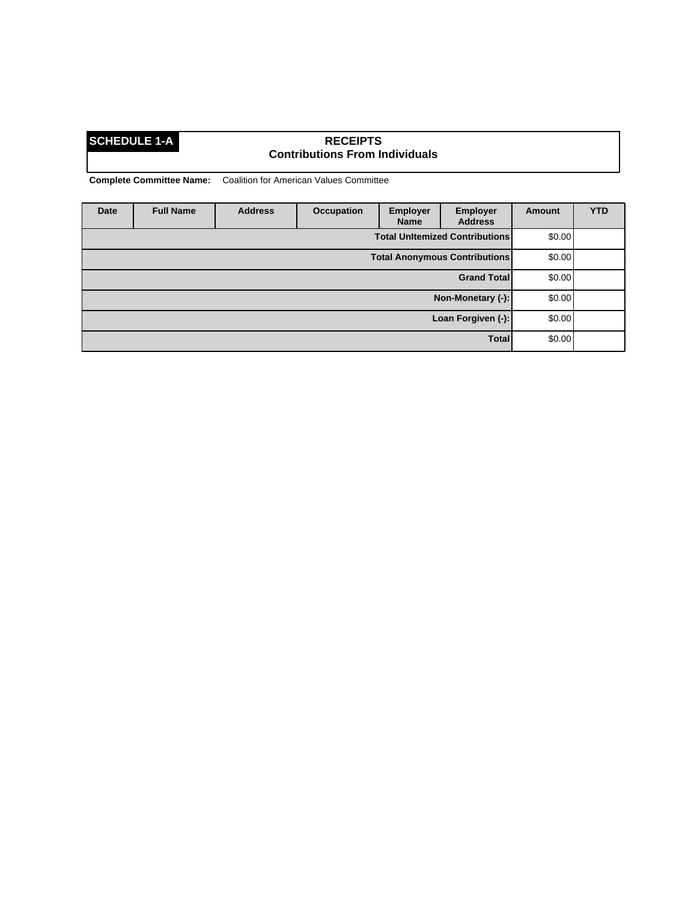**SCHEDULE 1-A**

**RECEIPTS**
**Contributions From Individuals**

**Complete Committee Name:** Coalition for American Values Committee

| Date | Full Name | Address | Occupation | Employer Name | Employer Address | Amount | YTD |
|---|---|---|---|---|---|---|---|
| | | | | | **Total UnItemized Contributions** | $0.00 | |
| | | | | | **Total Anonymous Contributions** | $0.00 | |
| | | | | | **Grand Total** | $0.00 | |
| | | | | | **Non-Monetary (-):** | $0.00 | |
| | | | | | **Loan Forgiven (-):** | $0.00 | |
| | | | | | **Total** | $0.00 | |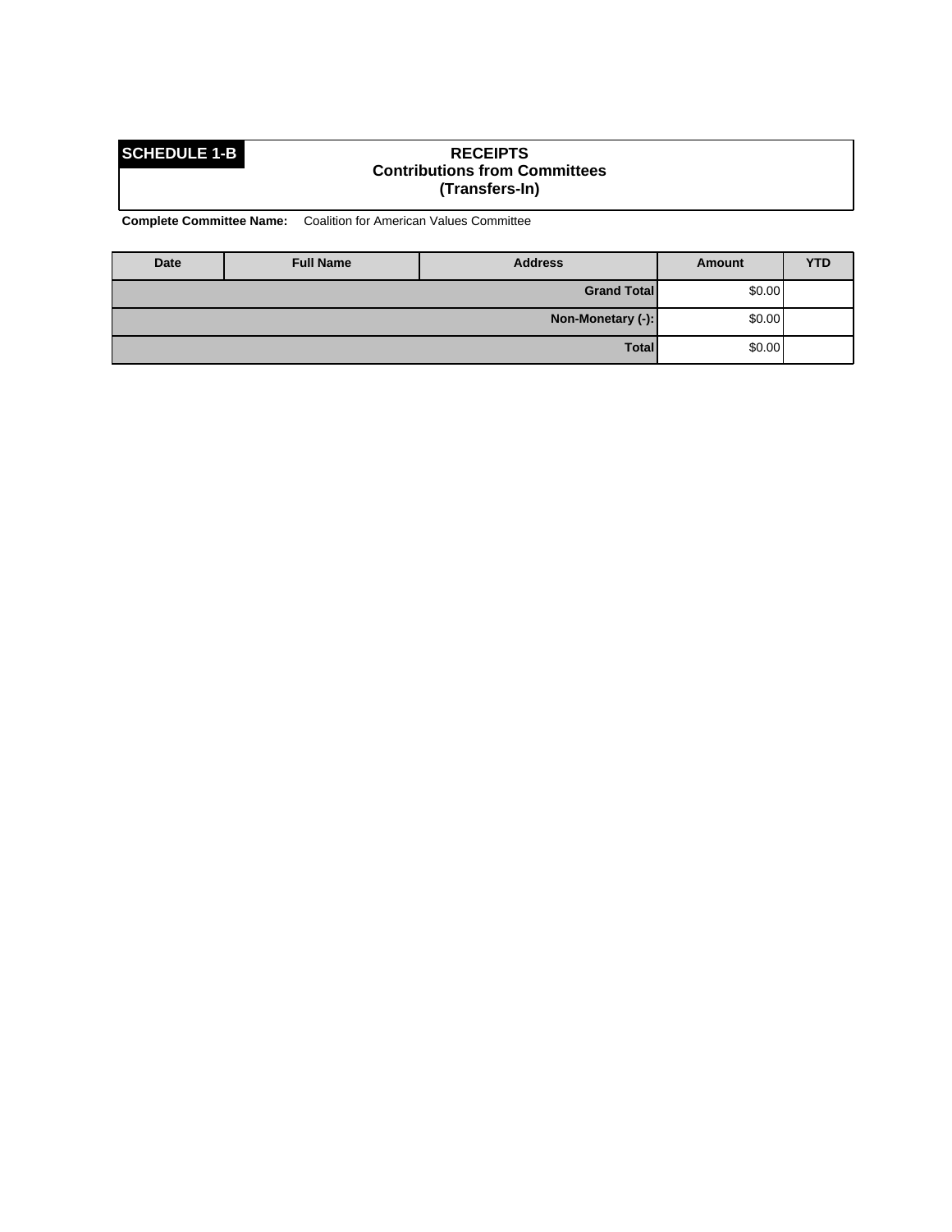**SCHEDULE 1-B**

## RECEIPTS
## Contributions from Committees
## (Transfers-In)

**Complete Committee Name:** Coalition for American Values Committee

| Date | Full Name | Address | Amount | YTD |
| --- | --- | --- | --- | --- |
| | | **Grand Total** | $0.00 | |
| | | **Non-Monetary (-):** | $0.00 | |
| | | **Total** | $0.00 | |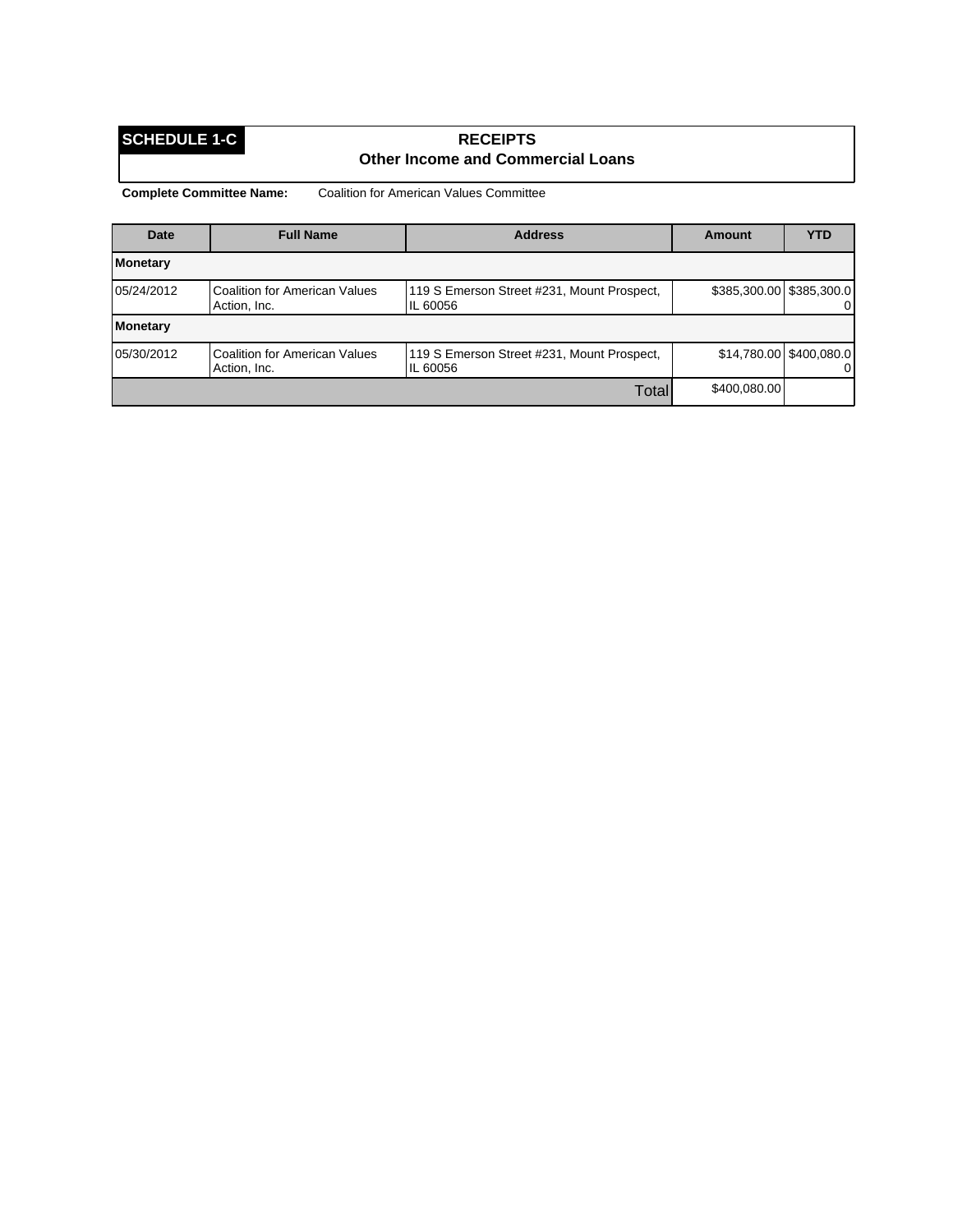**SCHEDULE 1-C**

## RECEIPTS
### Other Income and Commercial Loans

**Complete Committee Name:** Coalition for American Values Committee

| Date | Full Name | Address | Amount | YTD |
|---|---|---|---|---|
| **Monetary** | | | | |
| 05/24/2012 | Coalition for American Values Action, Inc. | 119 S Emerson Street #231, Mount Prospect, IL 60056 | $385,300.00 | $385,300.00 |
| **Monetary** | | | | |
| 05/30/2012 | Coalition for American Values Action, Inc. | 119 S Emerson Street #231, Mount Prospect, IL 60056 | $14,780.00 | $400,080.00 |
| | | Total | $400,080.00 | |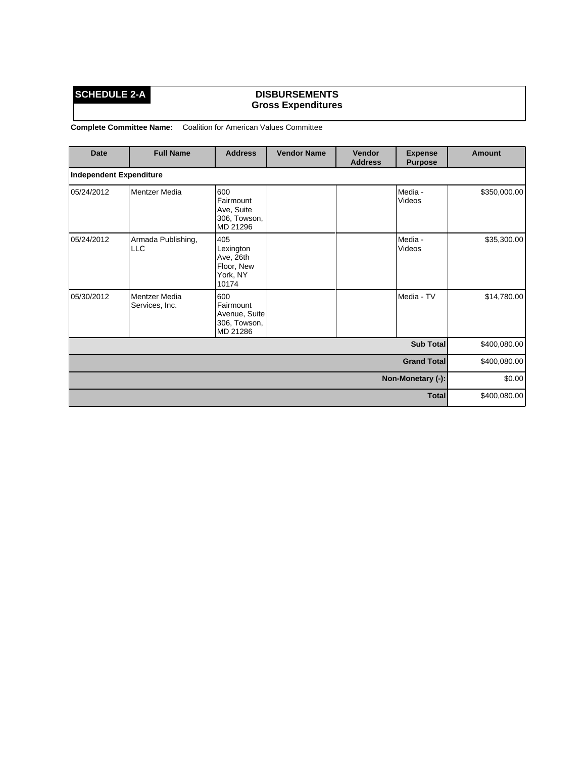**SCHEDULE 2-A**

**DISBURSEMENTS**
**Gross Expenditures**

**Complete Committee Name:** Coalition for American Values Committee

| Date | Full Name | Address | Vendor Name | Vendor Address | Expense Purpose | Amount |
|---|---|---|---|---|---|---|
| **Independent Expenditure** | | | | | | |
| 05/24/2012 | Mentzer Media | 600 Fairmount Ave, Suite 306, Towson, MD 21296 | | | Media - Videos | $350,000.00 |
| 05/24/2012 | Armada Publishing, LLC | 405 Lexington Ave, 26th Floor, New York, NY 10174 | | | Media - Videos | $35,300.00 |
| 05/30/2012 | Mentzer Media Services, Inc. | 600 Fairmount Avenue, Suite 306, Towson, MD 21286 | | | Media - TV | $14,780.00 |
| | | | | | **Sub Total** | $400,080.00 |
| | | | | | **Grand Total** | $400,080.00 |
| | | | | | **Non-Monetary (-):** | $0.00 |
| | | | | | **Total** | $400,080.00 |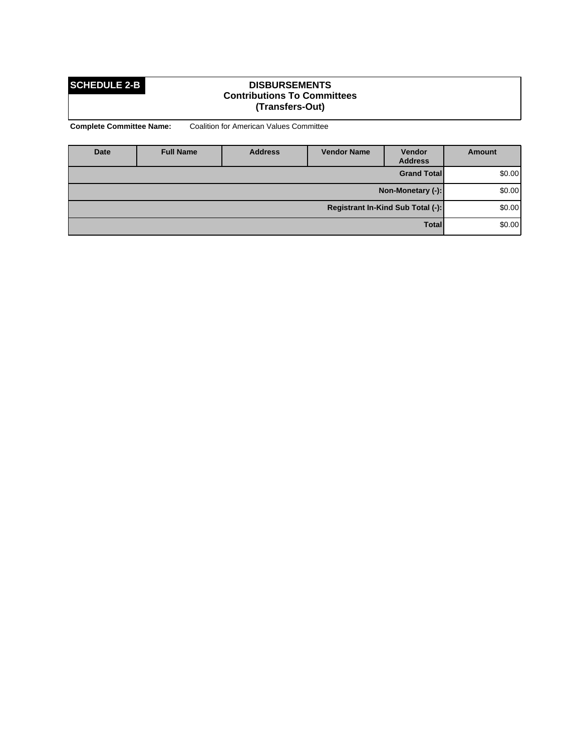**SCHEDULE 2-B**

# DISBURSEMENTS
## Contributions To Committees
## (Transfers-Out)

**Complete Committee Name:** Coalition for American Values Committee

| Date | Full Name | Address | Vendor Name | Vendor Address | Amount |
|---|---|---|---|---|---|
| | | | | **Grand Total** | $0.00 |
| | | | | **Non-Monetary (-):** | $0.00 |
| | | | | **Registrant In-Kind Sub Total (-):** | $0.00 |
| | | | | **Total** | $0.00 |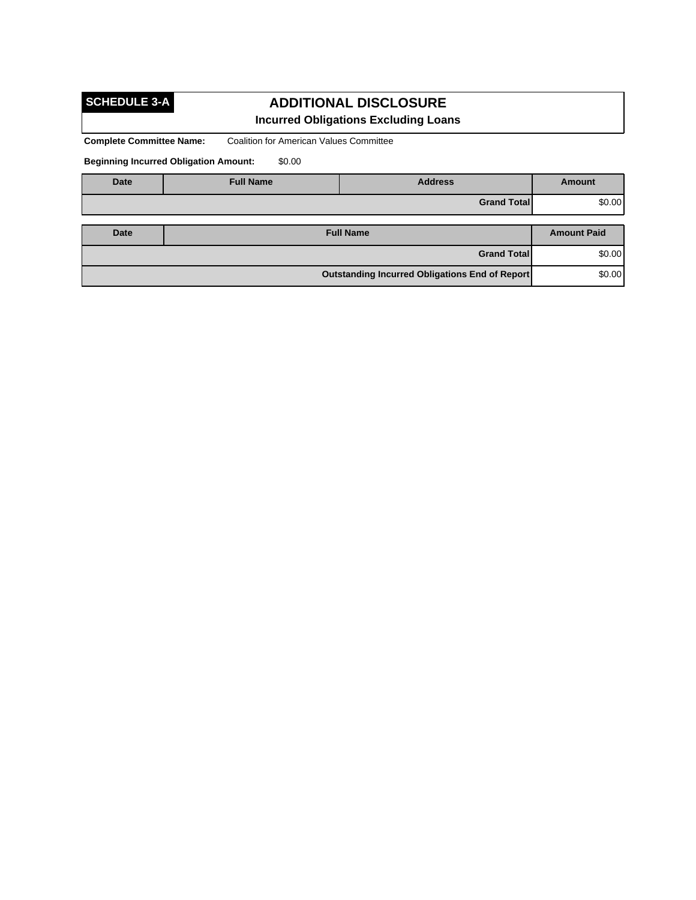**SCHEDULE 3-A**

# ADDITIONAL DISCLOSURE

## Incurred Obligations Excluding Loans

**Complete Committee Name:** Coalition for American Values Committee

**Beginning Incurred Obligation Amount:** $0.00

| Date | Full Name | Address | Amount |
|---|---|---|---|
| | | **Grand Total** | $0.00 |

| Date | Full Name | Amount Paid |
|---|---|---|
| | **Grand Total** | $0.00 |
| | **Outstanding Incurred Obligations End of Report** | $0.00 |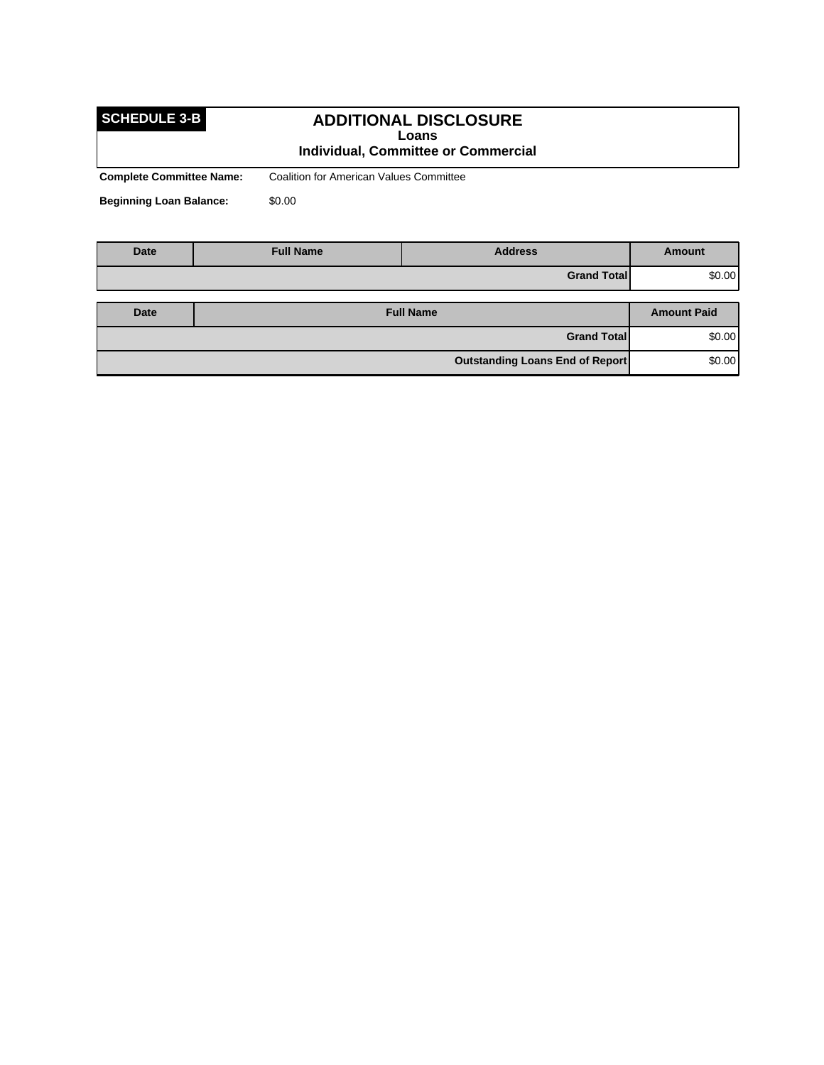**SCHEDULE 3-B**

# ADDITIONAL DISCLOSURE

## Loans

## Individual, Committee or Commercial

**Complete Committee Name:** Coalition for American Values Committee

**Beginning Loan Balance:** $0.00

| Date | Full Name | Address | Amount |
|---|---|---|---|
| | | **Grand Total** | $0.00 |

| Date | Full Name | Amount Paid |
|---|---|---|
| | **Grand Total** | $0.00 |
| | **Outstanding Loans End of Report** | $0.00 |